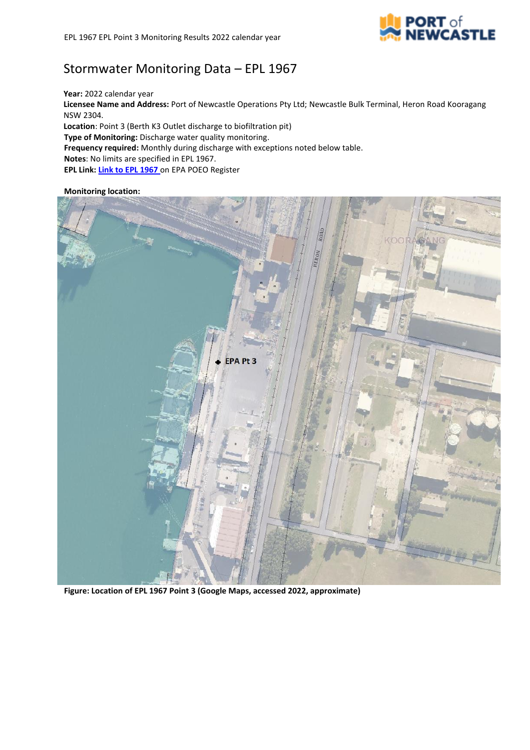# Stormwater Monitoring Data – EPL 1967

**Year:** 2022 calendar year
**Licensee Name and Address:** Port of Newcastle Operations Pty Ltd; Newcastle Bulk Terminal, Heron Road Kooragang NSW 2304.
**Location**: Point 3 (Berth K3 Outlet discharge to biofiltration pit)
**Type of Monitoring:** Discharge water quality monitoring.
**Frequency required:** Monthly during discharge with exceptions noted below table.
**Notes**: No limits are specified in EPL 1967.
**EPL Link:** **Link to EPL 1967** on EPA POEO Register

**Monitoring location:**

**Figure: Location of EPL 1967 Point 3 (Google Maps, accessed 2022, approximate)**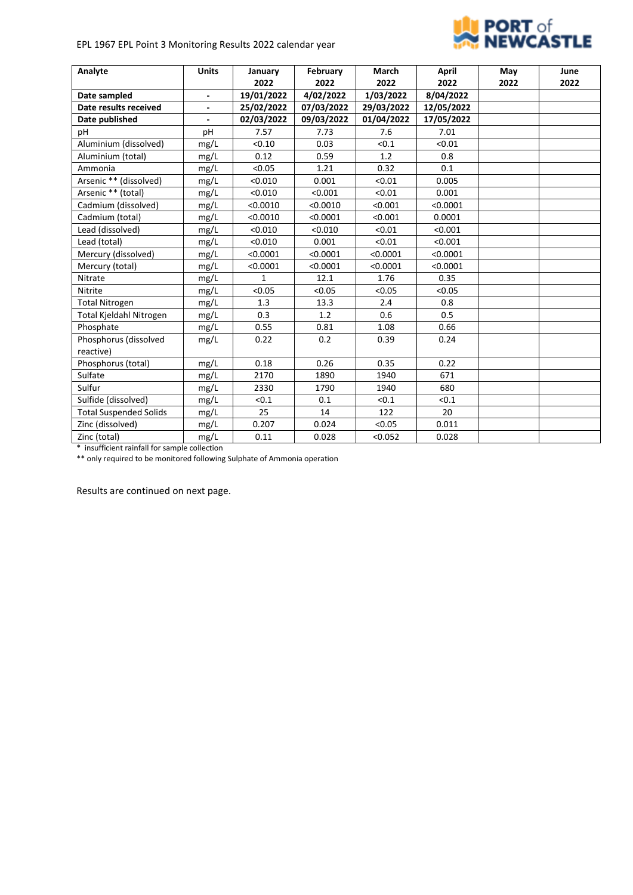EPL 1967 EPL Point 3 Monitoring Results 2022 calendar year

| Analyte | Units | January 2022 | February 2022 | March 2022 | April 2022 | May 2022 | June 2022 |
|---|---|---|---|---|---|---|---|
| **Date sampled** | - | 19/01/2022 | 4/02/2022 | 1/03/2022 | 8/04/2022 | | |
| **Date results received** | - | 25/02/2022 | 07/03/2022 | 29/03/2022 | 12/05/2022 | | |
| **Date published** | - | 02/03/2022 | 09/03/2022 | 01/04/2022 | 17/05/2022 | | |
| pH | pH | 7.57 | 7.73 | 7.6 | 7.01 | | |
| Aluminium (dissolved) | mg/L | <0.10 | 0.03 | <0.1 | <0.01 | | |
| Aluminium (total) | mg/L | 0.12 | 0.59 | 1.2 | 0.8 | | |
| Ammonia | mg/L | <0.05 | 1.21 | 0.32 | 0.1 | | |
| Arsenic ** (dissolved) | mg/L | <0.010 | 0.001 | <0.01 | 0.005 | | |
| Arsenic ** (total) | mg/L | <0.010 | <0.001 | <0.01 | 0.001 | | |
| Cadmium (dissolved) | mg/L | <0.0010 | <0.0010 | <0.001 | <0.0001 | | |
| Cadmium (total) | mg/L | <0.0010 | <0.0001 | <0.001 | 0.0001 | | |
| Lead (dissolved) | mg/L | <0.010 | <0.010 | <0.01 | <0.001 | | |
| Lead (total) | mg/L | <0.010 | 0.001 | <0.01 | <0.001 | | |
| Mercury (dissolved) | mg/L | <0.0001 | <0.0001 | <0.0001 | <0.0001 | | |
| Mercury (total) | mg/L | <0.0001 | <0.0001 | <0.0001 | <0.0001 | | |
| Nitrate | mg/L | 1 | 12.1 | 1.76 | 0.35 | | |
| Nitrite | mg/L | <0.05 | <0.05 | <0.05 | <0.05 | | |
| Total Nitrogen | mg/L | 1.3 | 13.3 | 2.4 | 0.8 | | |
| Total Kjeldahl Nitrogen | mg/L | 0.3 | 1.2 | 0.6 | 0.5 | | |
| Phosphate | mg/L | 0.55 | 0.81 | 1.08 | 0.66 | | |
| Phosphorus (dissolved reactive) | mg/L | 0.22 | 0.2 | 0.39 | 0.24 | | |
| Phosphorus (total) | mg/L | 0.18 | 0.26 | 0.35 | 0.22 | | |
| Sulfate | mg/L | 2170 | 1890 | 1940 | 671 | | |
| Sulfur | mg/L | 2330 | 1790 | 1940 | 680 | | |
| Sulfide (dissolved) | mg/L | <0.1 | 0.1 | <0.1 | <0.1 | | |
| Total Suspended Solids | mg/L | 25 | 14 | 122 | 20 | | |
| Zinc (dissolved) | mg/L | 0.207 | 0.024 | <0.05 | 0.011 | | |
| Zinc (total) | mg/L | 0.11 | 0.028 | <0.052 | 0.028 | | |

\* insufficient rainfall for sample collection

** only required to be monitored following Sulphate of Ammonia operation

Results are continued on next page.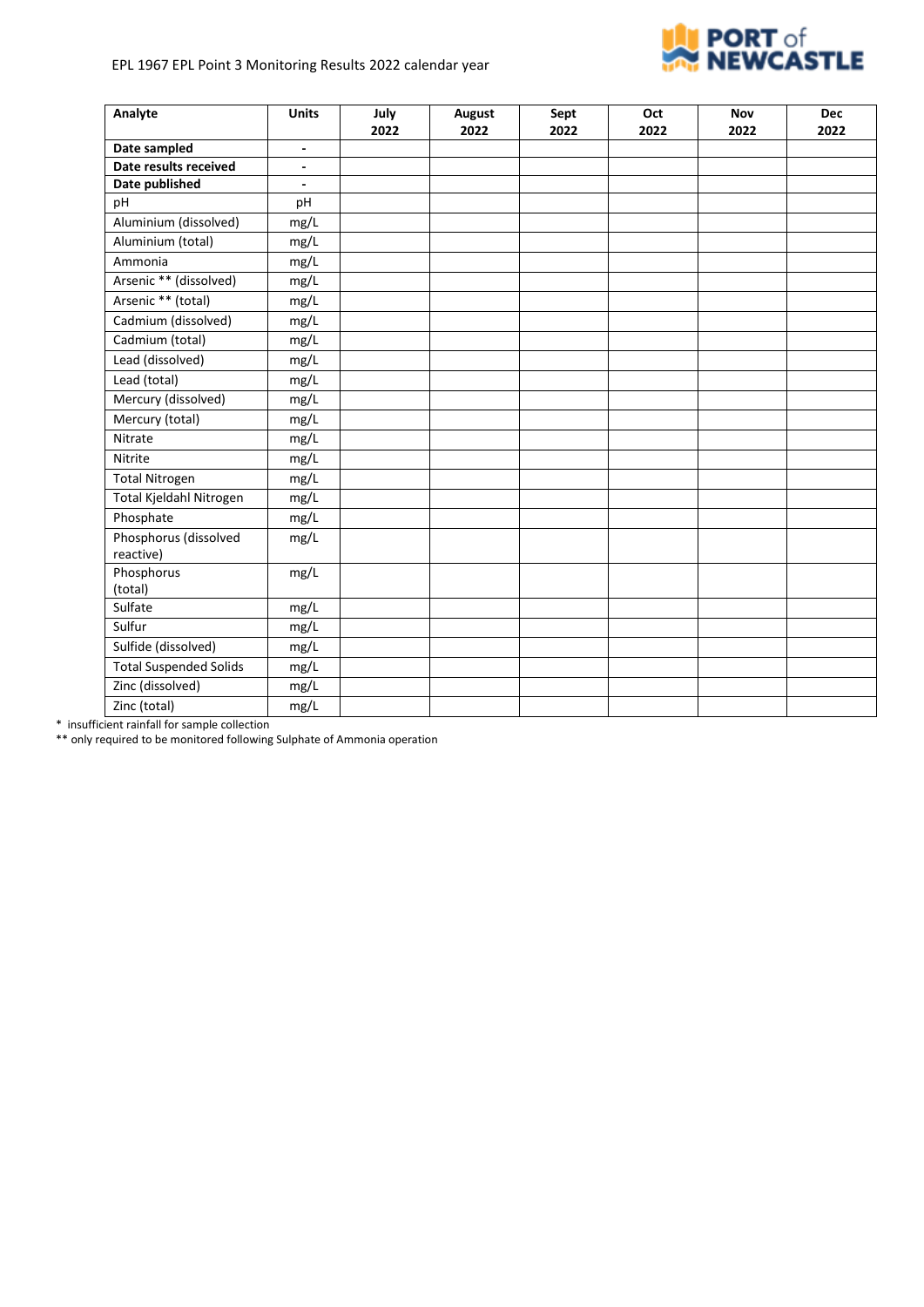EPL 1967 EPL Point 3 Monitoring Results 2022 calendar year

| Analyte | Units | July 2022 | August 2022 | Sept 2022 | Oct 2022 | Nov 2022 | Dec 2022 |
|---|---|---|---|---|---|---|---|
| **Date sampled** | - | | | | | | |
| **Date results received** | - | | | | | | |
| **Date published** | - | | | | | | |
| pH | pH | | | | | | |
| Aluminium (dissolved) | mg/L | | | | | | |
| Aluminium (total) | mg/L | | | | | | |
| Ammonia | mg/L | | | | | | |
| Arsenic ** (dissolved) | mg/L | | | | | | |
| Arsenic ** (total) | mg/L | | | | | | |
| Cadmium (dissolved) | mg/L | | | | | | |
| Cadmium (total) | mg/L | | | | | | |
| Lead (dissolved) | mg/L | | | | | | |
| Lead (total) | mg/L | | | | | | |
| Mercury (dissolved) | mg/L | | | | | | |
| Mercury (total) | mg/L | | | | | | |
| Nitrate | mg/L | | | | | | |
| Nitrite | mg/L | | | | | | |
| Total Nitrogen | mg/L | | | | | | |
| Total Kjeldahl Nitrogen | mg/L | | | | | | |
| Phosphate | mg/L | | | | | | |
| Phosphorus (dissolved reactive) | mg/L | | | | | | |
| Phosphorus (total) | mg/L | | | | | | |
| Sulfate | mg/L | | | | | | |
| Sulfur | mg/L | | | | | | |
| Sulfide (dissolved) | mg/L | | | | | | |
| Total Suspended Solids | mg/L | | | | | | |
| Zinc (dissolved) | mg/L | | | | | | |
| Zinc (total) | mg/L | | | | | | |

\* insufficient rainfall for sample collection

** only required to be monitored following Sulphate of Ammonia operation